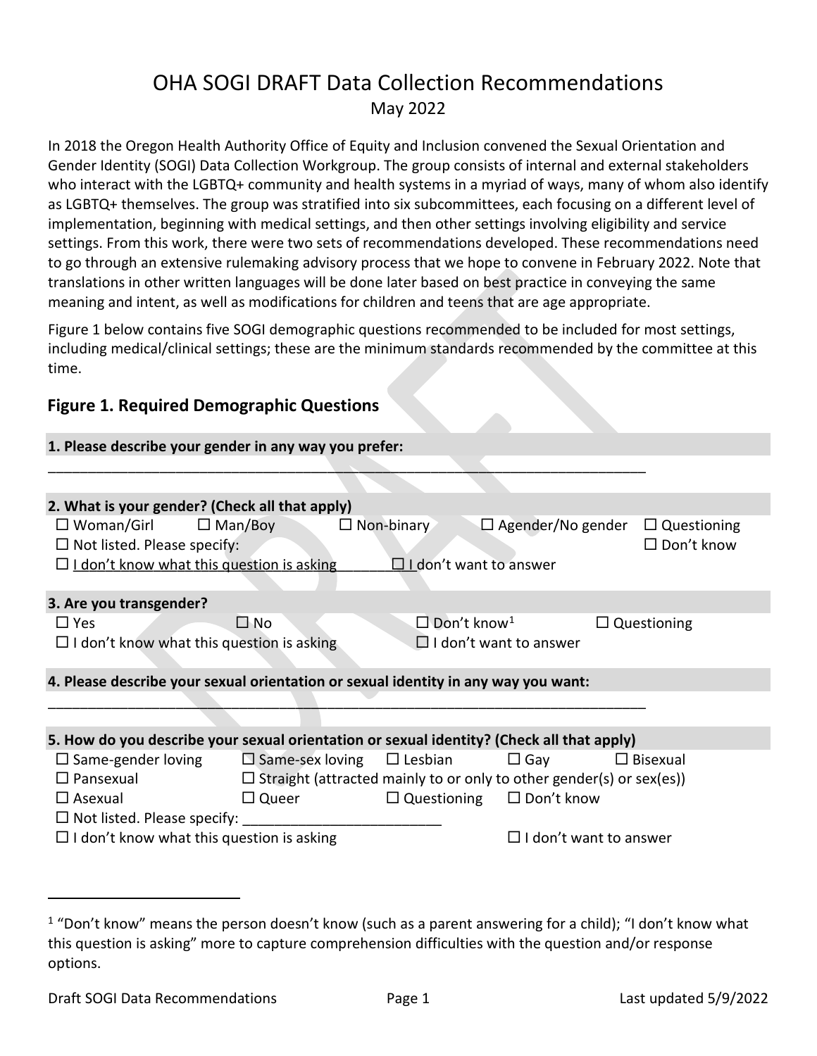# OHA SOGI DRAFT Data Collection Recommendations

May 2022

In 2018 the Oregon Health Authority Office of Equity and Inclusion convened the Sexual Orientation and Gender Identity (SOGI) Data Collection Workgroup. The group consists of internal and external stakeholders who interact with the LGBTQ+ community and health systems in a myriad of ways, many of whom also identify as LGBTQ+ themselves. The group was stratified into six subcommittees, each focusing on a different level of implementation, beginning with medical settings, and then other settings involving eligibility and service settings. From this work, there were two sets of recommendations developed. These recommendations need to go through an extensive rulemaking advisory process that we hope to convene in February 2022. Note that translations in other written languages will be done later based on best practice in conveying the same meaning and intent, as well as modifications for children and teens that are age appropriate.

Figure 1 below contains five SOGI demographic questions recommended to be included for most settings, including medical/clinical settings; these are the minimum standards recommended by the committee at this time.

## Figure 1. Required Demographic Questions

**1. Please describe your gender in any way you prefer:**

_______________________________________________________________________________

**2. What is your gender? (Check all that apply)**

☐ Woman/Girl ☐ Man/Boy ☐ Non-binary ☐ Agender/No gender ☐ Questioning
☐ Not listed. Please specify: ☐ Don't know
☐ I don't know what this question is asking ☐ I don't want to answer

**3. Are you transgender?**

☐ Yes ☐ No ☐ Don't know[1] ☐ Questioning
☐ I don't know what this question is asking ☐ I don't want to answer

**4. Please describe your sexual orientation or sexual identity in any way you want:**

_______________________________________________________________________________

**5. How do you describe your sexual orientation or sexual identity? (Check all that apply)**

☐ Same-gender loving ☐ Same-sex loving ☐ Lesbian ☐ Gay ☐ Bisexual
☐ Pansexual ☐ Straight (attracted mainly to or only to other gender(s) or sex(es))
☐ Asexual ☐ Queer ☐ Questioning ☐ Don't know
☐ Not listed. Please specify: _________________________
☐ I don't know what this question is asking ☐ I don't want to answer

---

[1] "Don't know" means the person doesn't know (such as a parent answering for a child); "I don't know what this question is asking" more to capture comprehension difficulties with the question and/or response options.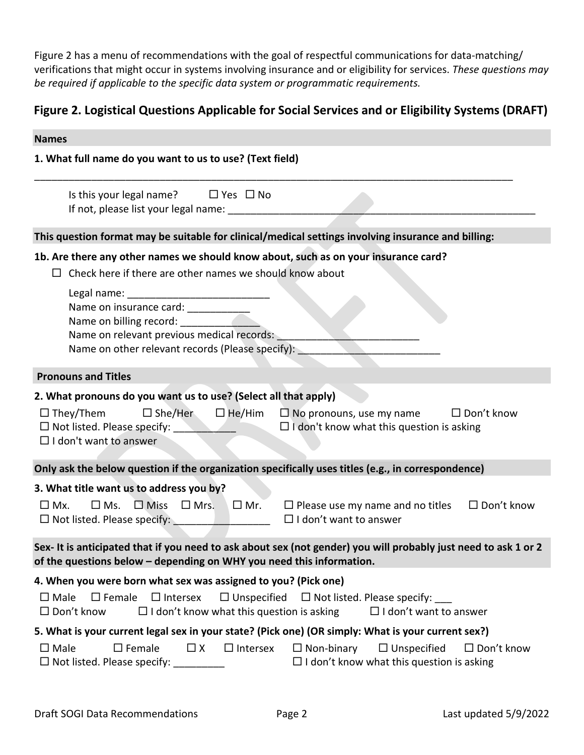Figure 2 has a menu of recommendations with the goal of respectful communications for data-matching/ verifications that might occur in systems involving insurance and or eligibility for services. *These questions may be required if applicable to the specific data system or programmatic requirements.*

## Figure 2. Logistical Questions Applicable for Social Services and or Eligibility Systems (DRAFT)

**Names**

**1. What full name do you want to us to use? (Text field)**

_______________________________________________________________________________________

Is this your legal name? ☐ Yes ☐ No
If not, please list your legal name: ________________________________________________________

**This question format may be suitable for clinical/medical settings involving insurance and billing:**

**1b. Are there any other names we should know about, such as on your insurance card?**

☐ Check here if there are other names we should know about

Legal name: _________________________
Name on insurance card: ___________
Name on billing record: ______________
Name on relevant previous medical records: _________________________
Name on other relevant records (Please specify): _________________________

**Pronouns and Titles**

**2. What pronouns do you want us to use? (Select all that apply)**

☐ They/Them ☐ She/Her ☐ He/Him ☐ No pronouns, use my name ☐ Don't know
☐ Not listed. Please specify: ___________ ☐ I don't know what this question is asking
☐ I don't want to answer

**Only ask the below question if the organization specifically uses titles (e.g., in correspondence)**

**3. What title want us to address you by?**

☐ Mx. ☐ Ms. ☐ Miss ☐ Mrs. ☐ Mr. ☐ Please use my name and no titles ☐ Don't know
☐ Not listed. Please specify: _________________ ☐ I don't want to answer

**Sex- It is anticipated that if you need to ask about sex (not gender) you will probably just need to ask 1 or 2 of the questions below – depending on WHY you need this information.**

**4. When you were born what sex was assigned to you? (Pick one)**

☐ Male ☐ Female ☐ Intersex ☐ Unspecified ☐ Not listed. Please specify: ___
☐ Don't know ☐ I don't know what this question is asking ☐ I don't want to answer

**5. What is your current legal sex in your state? (Pick one) (OR simply: What is your current sex?)**

☐ Male ☐ Female ☐ X ☐ Intersex ☐ Non-binary ☐ Unspecified ☐ Don't know
☐ Not listed. Please specify: _________ ☐ I don't know what this question is asking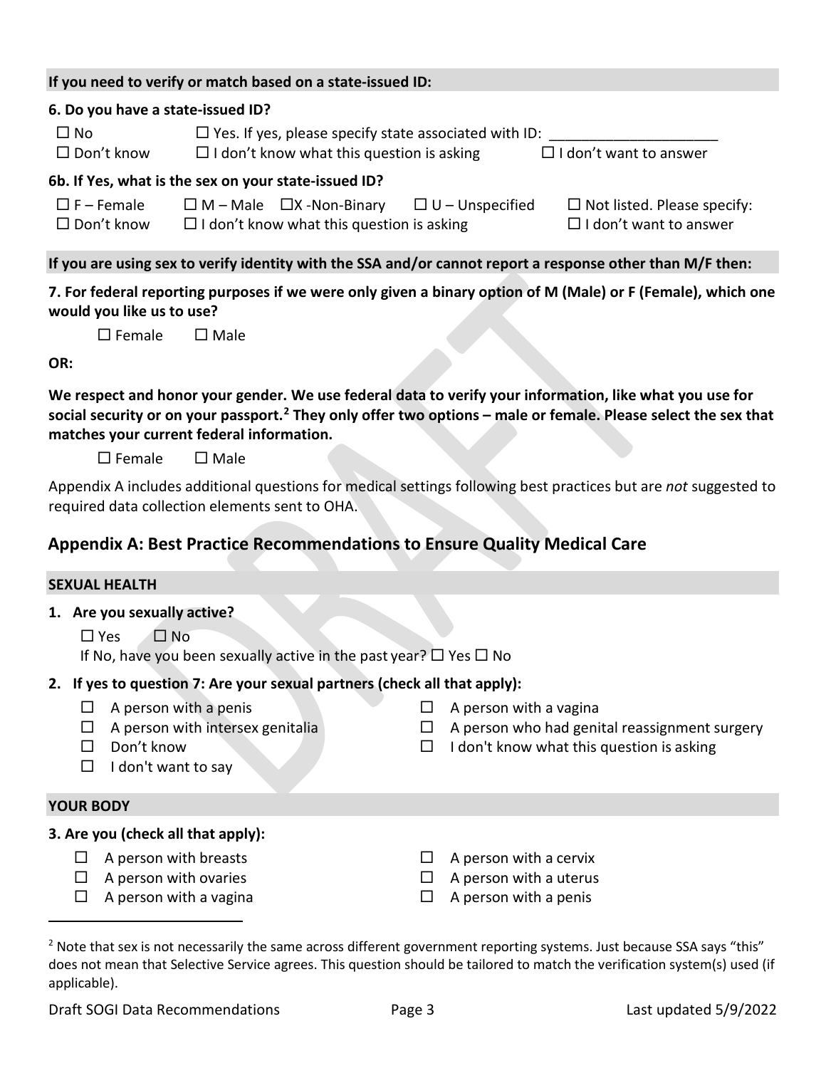**If you need to verify or match based on a state-issued ID:**

**6. Do you have a state-issued ID?**

☐ No ☐ Yes. If yes, please specify state associated with ID: _____________________
☐ Don't know ☐ I don't know what this question is asking ☐ I don't want to answer

**6b. If Yes, what is the sex on your state-issued ID?**

☐ F – Female ☐ M – Male ☐X -Non-Binary ☐ U – Unspecified ☐ Not listed. Please specify:
☐ Don't know ☐ I don't know what this question is asking ☐ I don't want to answer

**If you are using sex to verify identity with the SSA and/or cannot report a response other than M/F then:**

**7. For federal reporting purposes if we were only given a binary option of M (Male) or F (Female), which one would you like us to use?**

☐ Female ☐ Male

**OR:**

**We respect and honor your gender. We use federal data to verify your information, like what you use for social security or on your passport.[2] They only offer two options – male or female. Please select the sex that matches your current federal information.**

☐ Female ☐ Male

Appendix A includes additional questions for medical settings following best practices but are *not* suggested to required data collection elements sent to OHA.

## Appendix A: Best Practice Recommendations to Ensure Quality Medical Care

**SEXUAL HEALTH**

1. **Are you sexually active?**

   ☐ Yes ☐ No

   If No, have you been sexually active in the past year? ☐ Yes ☐ No

2. **If yes to question 7: Are your sexual partners (check all that apply):**

   ☐ A person with a penis
   ☐ A person with intersex genitalia
   ☐ Don't know
   ☐ I don't want to say
   ☐ A person with a vagina
   ☐ A person who had genital reassignment surgery
   ☐ I don't know what this question is asking

**YOUR BODY**

**3. Are you (check all that apply):**

☐ A person with breasts
☐ A person with ovaries
☐ A person with a vagina
☐ A person with a cervix
☐ A person with a uterus
☐ A person with a penis

[2] Note that sex is not necessarily the same across different government reporting systems. Just because SSA says "this" does not mean that Selective Service agrees. This question should be tailored to match the verification system(s) used (if applicable).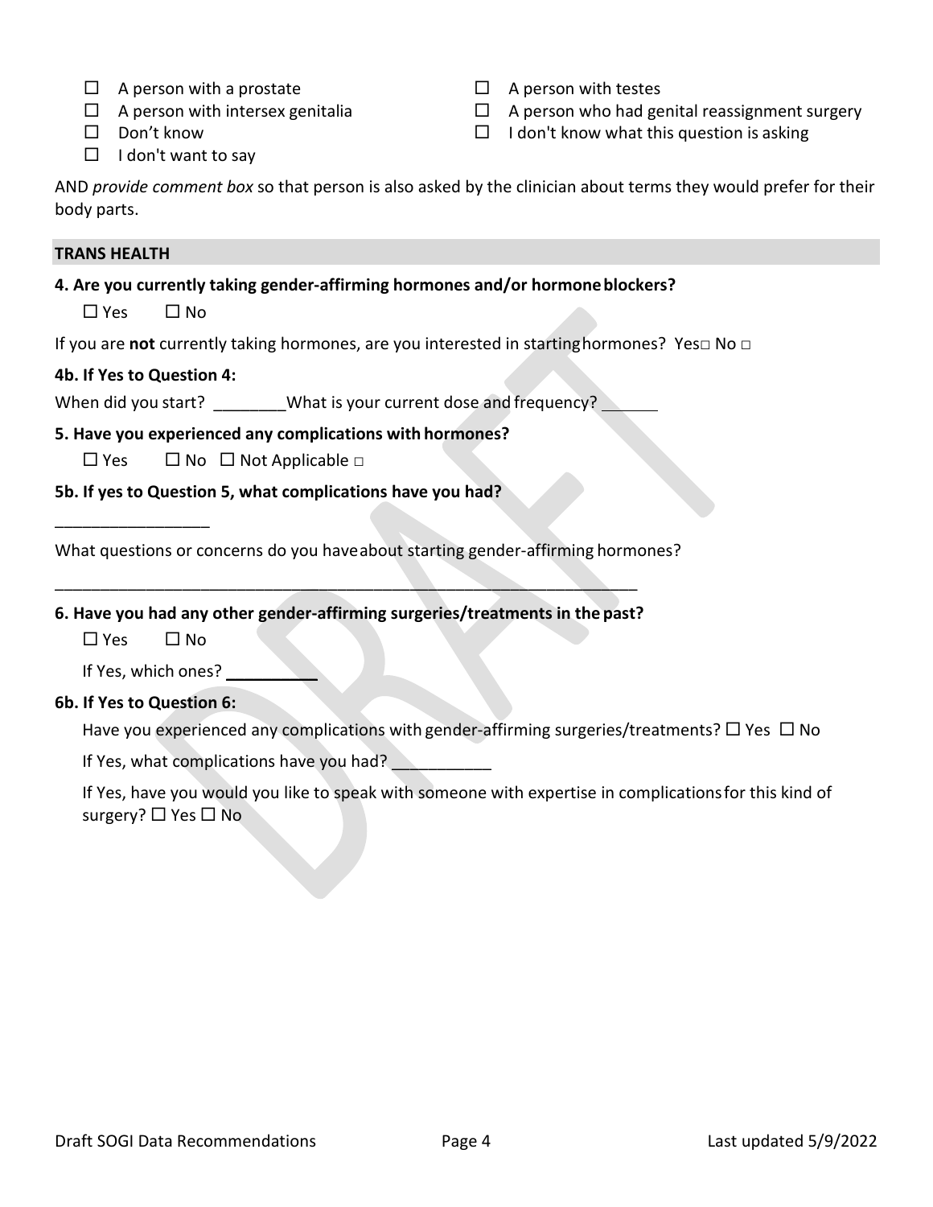- ☐ A person with a prostate
- ☐ A person with intersex genitalia
- ☐ Don't know
- ☐ I don't want to say
- ☐ A person with testes
- ☐ A person who had genital reassignment surgery
- ☐ I don't know what this question is asking

AND *provide comment box* so that person is also asked by the clinician about terms they would prefer for their body parts.

## TRANS HEALTH

**4. Are you currently taking gender-affirming hormones and/or hormone blockers?**

☐ Yes ☐ No

If you are **not** currently taking hormones, are you interested in starting hormones? Yes□ No □

**4b. If Yes to Question 4:**

When did you start? ________What is your current dose and frequency? ______

**5. Have you experienced any complications with hormones?**

☐ Yes ☐ No ☐ Not Applicable □

**5b. If yes to Question 5, what complications have you had?**

________________

What questions or concerns do you have about starting gender-affirming hormones?

_______________________________________________________________

**6. Have you had any other gender-affirming surgeries/treatments in the past?**

☐ Yes ☐ No

If Yes, which ones? __________

**6b. If Yes to Question 6:**

Have you experienced any complications with gender-affirming surgeries/treatments? ☐ Yes ☐ No

If Yes, what complications have you had? ___________

If Yes, have you would you like to speak with someone with expertise in complications for this kind of surgery? ☐ Yes ☐ No